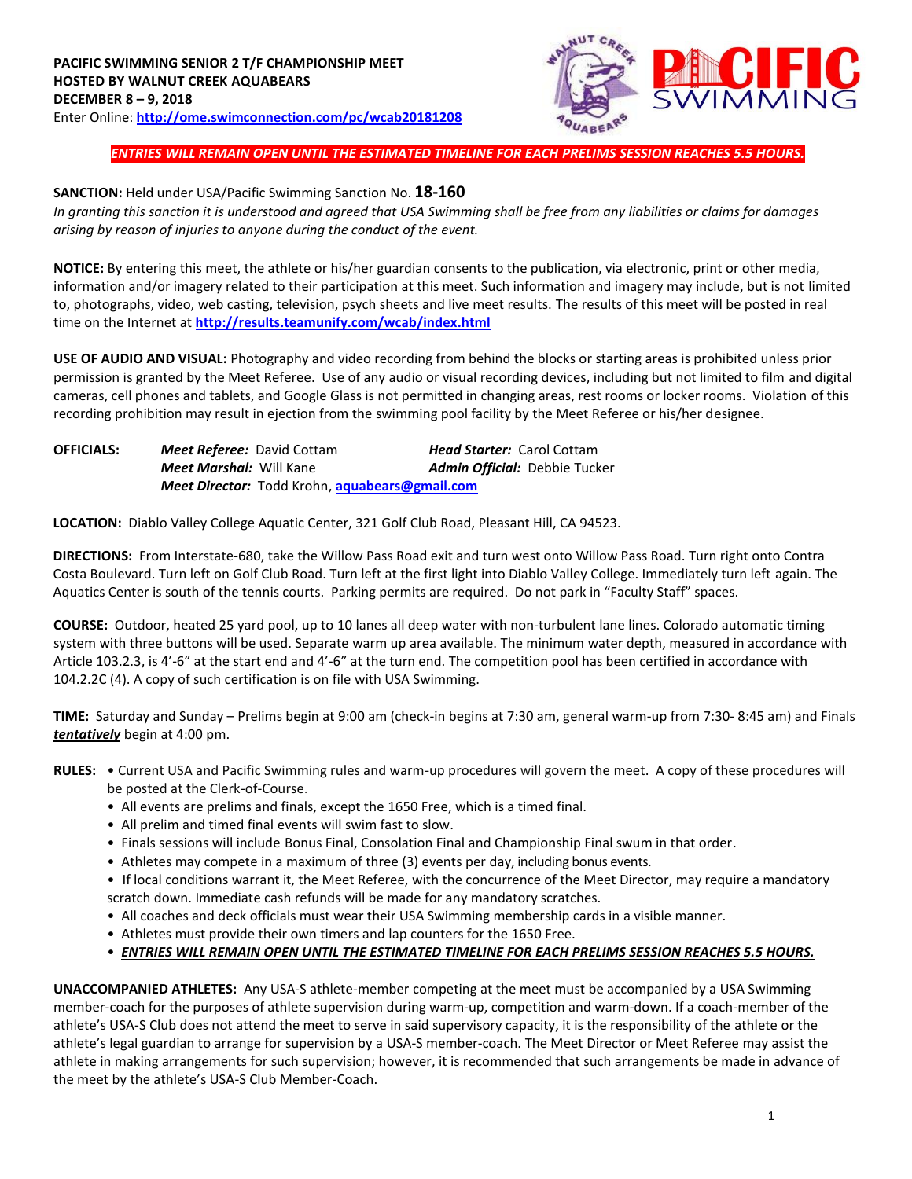**PACIFIC SWIMMING SENIOR 2 T/F CHAMPIONSHIP MEET**
**HOSTED BY WALNUT CREEK AQUABEARS**
**DECEMBER 8 – 9, 2018**
Enter Online: **http://ome.swimconnection.com/pc/wcab20181208**

***ENTRIES WILL REMAIN OPEN UNTIL THE ESTIMATED TIMELINE FOR EACH PRELIMS SESSION REACHES 5.5 HOURS.***

**SANCTION:** Held under USA/Pacific Swimming Sanction No. **18-160**
*In granting this sanction it is understood and agreed that USA Swimming shall be free from any liabilities or claims for damages arising by reason of injuries to anyone during the conduct of the event.*

**NOTICE:** By entering this meet, the athlete or his/her guardian consents to the publication, via electronic, print or other media, information and/or imagery related to their participation at this meet. Such information and imagery may include, but is not limited to, photographs, video, web casting, television, psych sheets and live meet results. The results of this meet will be posted in real time on the Internet at **http://results.teamunify.com/wcab/index.html**

**USE OF AUDIO AND VISUAL:** Photography and video recording from behind the blocks or starting areas is prohibited unless prior permission is granted by the Meet Referee. Use of any audio or visual recording devices, including but not limited to film and digital cameras, cell phones and tablets, and Google Glass is not permitted in changing areas, rest rooms or locker rooms. Violation of this recording prohibition may result in ejection from the swimming pool facility by the Meet Referee or his/her designee.

**OFFICIALS:** ***Meet Referee:*** David Cottam ***Head Starter:*** Carol Cottam
***Meet Marshal:*** Will Kane ***Admin Official:*** Debbie Tucker
***Meet Director:*** Todd Krohn, **aquabears@gmail.com**

**LOCATION:** Diablo Valley College Aquatic Center, 321 Golf Club Road, Pleasant Hill, CA 94523.

**DIRECTIONS:** From Interstate-680, take the Willow Pass Road exit and turn west onto Willow Pass Road. Turn right onto Contra Costa Boulevard. Turn left on Golf Club Road. Turn left at the first light into Diablo Valley College. Immediately turn left again. The Aquatics Center is south of the tennis courts. Parking permits are required. Do not park in "Faculty Staff" spaces.

**COURSE:** Outdoor, heated 25 yard pool, up to 10 lanes all deep water with non-turbulent lane lines. Colorado automatic timing system with three buttons will be used. Separate warm up area available. The minimum water depth, measured in accordance with Article 103.2.3, is 4'-6" at the start end and 4'-6" at the turn end. The competition pool has been certified in accordance with 104.2.2C (4). A copy of such certification is on file with USA Swimming.

**TIME:** Saturday and Sunday – Prelims begin at 9:00 am (check-in begins at 7:30 am, general warm-up from 7:30- 8:45 am) and Finals ***tentatively*** begin at 4:00 pm.

**RULES:**
- Current USA and Pacific Swimming rules and warm-up procedures will govern the meet. A copy of these procedures will be posted at the Clerk-of-Course.
- All events are prelims and finals, except the 1650 Free, which is a timed final.
- All prelim and timed final events will swim fast to slow.
- Finals sessions will include Bonus Final, Consolation Final and Championship Final swum in that order.
- Athletes may compete in a maximum of three (3) events per day, including bonus events.
- If local conditions warrant it, the Meet Referee, with the concurrence of the Meet Director, may require a mandatory scratch down. Immediate cash refunds will be made for any mandatory scratches.
- All coaches and deck officials must wear their USA Swimming membership cards in a visible manner.
- Athletes must provide their own timers and lap counters for the 1650 Free.
- ***ENTRIES WILL REMAIN OPEN UNTIL THE ESTIMATED TIMELINE FOR EACH PRELIMS SESSION REACHES 5.5 HOURS.***

**UNACCOMPANIED ATHLETES:** Any USA-S athlete-member competing at the meet must be accompanied by a USA Swimming member-coach for the purposes of athlete supervision during warm-up, competition and warm-down. If a coach-member of the athlete's USA-S Club does not attend the meet to serve in said supervisory capacity, it is the responsibility of the athlete or the athlete's legal guardian to arrange for supervision by a USA-S member-coach. The Meet Director or Meet Referee may assist the athlete in making arrangements for such supervision; however, it is recommended that such arrangements be made in advance of the meet by the athlete's USA-S Club Member-Coach.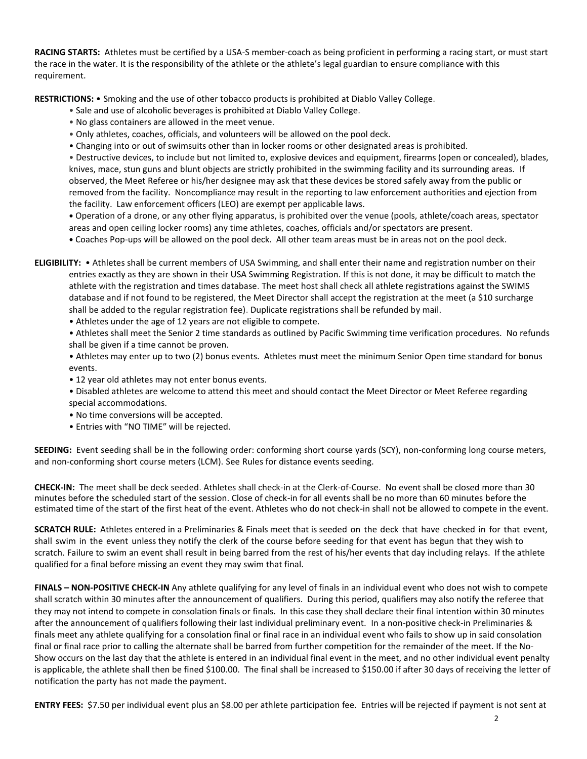**RACING STARTS:** Athletes must be certified by a USA-S member-coach as being proficient in performing a racing start, or must start the race in the water. It is the responsibility of the athlete or the athlete's legal guardian to ensure compliance with this requirement.

**RESTRICTIONS:** • Smoking and the use of other tobacco products is prohibited at Diablo Valley College.

- Sale and use of alcoholic beverages is prohibited at Diablo Valley College.
- No glass containers are allowed in the meet venue.
- Only athletes, coaches, officials, and volunteers will be allowed on the pool deck.
- Changing into or out of swimsuits other than in locker rooms or other designated areas is prohibited.
- Destructive devices, to include but not limited to, explosive devices and equipment, firearms (open or concealed), blades, knives, mace, stun guns and blunt objects are strictly prohibited in the swimming facility and its surrounding areas. If observed, the Meet Referee or his/her designee may ask that these devices be stored safely away from the public or removed from the facility. Noncompliance may result in the reporting to law enforcement authorities and ejection from the facility. Law enforcement officers (LEO) are exempt per applicable laws.
- Operation of a drone, or any other flying apparatus, is prohibited over the venue (pools, athlete/coach areas, spectator areas and open ceiling locker rooms) any time athletes, coaches, officials and/or spectators are present.
- Coaches Pop-ups will be allowed on the pool deck. All other team areas must be in areas not on the pool deck.

**ELIGIBILITY:** • Athletes shall be current members of USA Swimming, and shall enter their name and registration number on their entries exactly as they are shown in their USA Swimming Registration. If this is not done, it may be difficult to match the athlete with the registration and times database. The meet host shall check all athlete registrations against the SWIMS database and if not found to be registered, the Meet Director shall accept the registration at the meet (a $10 surcharge shall be added to the regular registration fee). Duplicate registrations shall be refunded by mail.

- Athletes under the age of 12 years are not eligible to compete.
- Athletes shall meet the Senior 2 time standards as outlined by Pacific Swimming time verification procedures. No refunds shall be given if a time cannot be proven.
- Athletes may enter up to two (2) bonus events. Athletes must meet the minimum Senior Open time standard for bonus events.
- 12 year old athletes may not enter bonus events.
- Disabled athletes are welcome to attend this meet and should contact the Meet Director or Meet Referee regarding special accommodations.
- No time conversions will be accepted.
- Entries with "NO TIME" will be rejected.

**SEEDING:** Event seeding shall be in the following order: conforming short course yards (SCY), non-conforming long course meters, and non-conforming short course meters (LCM). See Rules for distance events seeding.

**CHECK-IN:** The meet shall be deck seeded. Athletes shall check-in at the Clerk-of-Course. No event shall be closed more than 30 minutes before the scheduled start of the session. Close of check-in for all events shall be no more than 60 minutes before the estimated time of the start of the first heat of the event. Athletes who do not check-in shall not be allowed to compete in the event.

**SCRATCH RULE:** Athletes entered in a Preliminaries & Finals meet that is seeded on the deck that have checked in for that event, shall swim in the event unless they notify the clerk of the course before seeding for that event has begun that they wish to scratch. Failure to swim an event shall result in being barred from the rest of his/her events that day including relays. If the athlete qualified for a final before missing an event they may swim that final.

**FINALS – NON-POSITIVE CHECK-IN** Any athlete qualifying for any level of finals in an individual event who does not wish to compete shall scratch within 30 minutes after the announcement of qualifiers. During this period, qualifiers may also notify the referee that they may not intend to compete in consolation finals or finals. In this case they shall declare their final intention within 30 minutes after the announcement of qualifiers following their last individual preliminary event. In a non-positive check-in Preliminaries & finals meet any athlete qualifying for a consolation final or final race in an individual event who fails to show up in said consolation final or final race prior to calling the alternate shall be barred from further competition for the remainder of the meet. If the No-Show occurs on the last day that the athlete is entered in an individual final event in the meet, and no other individual event penalty is applicable, the athlete shall then be fined $100.00. The final shall be increased to $150.00 if after 30 days of receiving the letter of notification the party has not made the payment.

**ENTRY FEES:** $7.50 per individual event plus an $8.00 per athlete participation fee. Entries will be rejected if payment is not sent at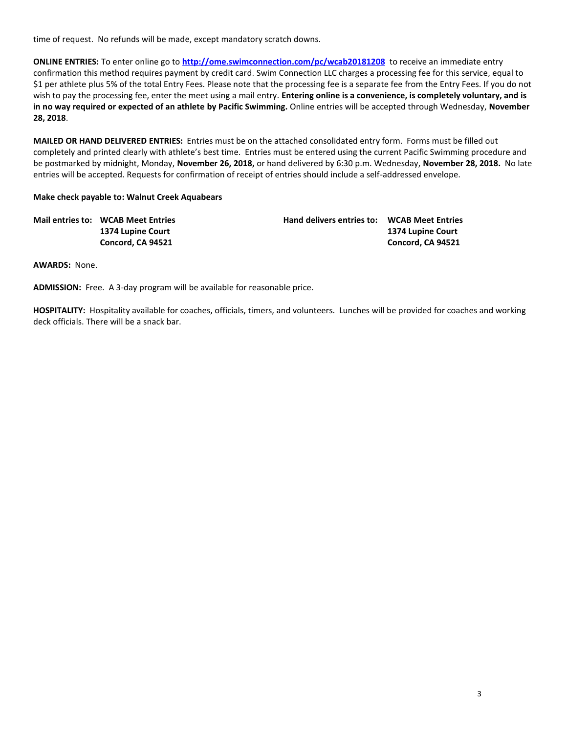time of request. No refunds will be made, except mandatory scratch downs.

**ONLINE ENTRIES:** To enter online go to **[http://ome.swimconnection.com/pc/wcab20181208](http://ome.swimconnection.com/pc/wcab20181208)** to receive an immediate entry confirmation this method requires payment by credit card. Swim Connection LLC charges a processing fee for this service, equal to $1 per athlete plus 5% of the total Entry Fees. Please note that the processing fee is a separate fee from the Entry Fees. If you do not wish to pay the processing fee, enter the meet using a mail entry. **Entering online is a convenience, is completely voluntary, and is in no way required or expected of an athlete by Pacific Swimming.** Online entries will be accepted through Wednesday, **November 28, 2018**.

**MAILED OR HAND DELIVERED ENTRIES:** Entries must be on the attached consolidated entry form. Forms must be filled out completely and printed clearly with athlete's best time. Entries must be entered using the current Pacific Swimming procedure and be postmarked by midnight, Monday, **November 26, 2018,** or hand delivered by 6:30 p.m. Wednesday, **November 28, 2018.** No late entries will be accepted. Requests for confirmation of receipt of entries should include a self-addressed envelope.

**Make check payable to: Walnut Creek Aquabears**

**Mail entries to: WCAB Meet Entries**
**1374 Lupine Court**
**Concord, CA 94521**

**Hand delivers entries to: WCAB Meet Entries**
**1374 Lupine Court**
**Concord, CA 94521**

**AWARDS:** None.

**ADMISSION:** Free. A 3-day program will be available for reasonable price.

**HOSPITALITY:** Hospitality available for coaches, officials, timers, and volunteers. Lunches will be provided for coaches and working deck officials. There will be a snack bar.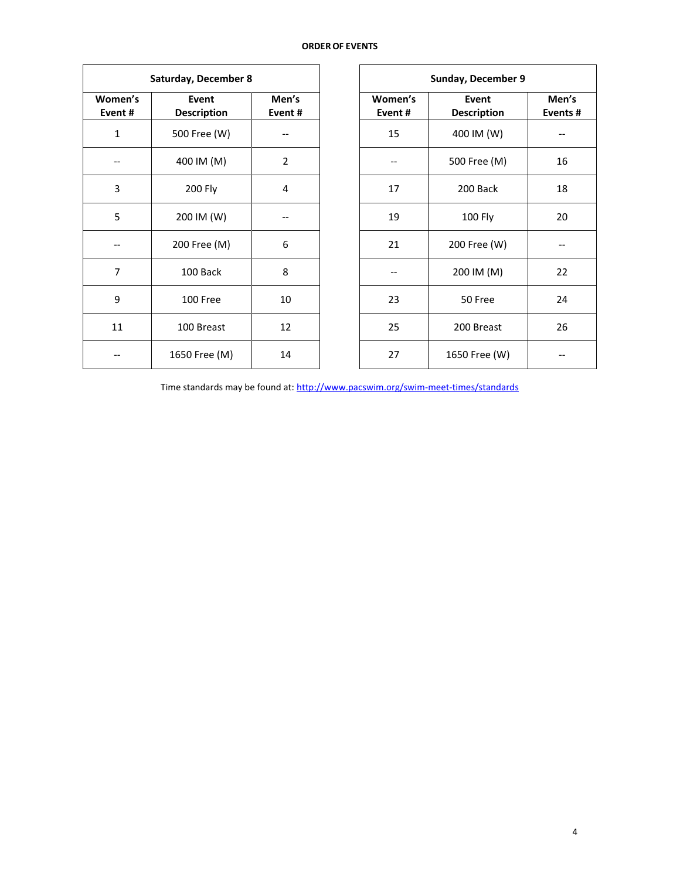**ORDER OF EVENTS**

| Saturday, December 8 | | |
|---|---|---|
| **Women's Event #** | **Event Description** | **Men's Event #** |
| 1 | 500 Free (W) | -- |
| -- | 400 IM (M) | 2 |
| 3 | 200 Fly | 4 |
| 5 | 200 IM (W) | -- |
| -- | 200 Free (M) | 6 |
| 7 | 100 Back | 8 |
| 9 | 100 Free | 10 |
| 11 | 100 Breast | 12 |
| -- | 1650 Free (M) | 14 |

| Sunday, December 9 | | |
|---|---|---|
| **Women's Event #** | **Event Description** | **Men's Events #** |
| 15 | 400 IM (W) | -- |
| -- | 500 Free (M) | 16 |
| 17 | 200 Back | 18 |
| 19 | 100 Fly | 20 |
| 21 | 200 Free (W) | -- |
| -- | 200 IM (M) | 22 |
| 23 | 50 Free | 24 |
| 25 | 200 Breast | 26 |
| 27 | 1650 Free (W) | -- |

Time standards may be found at: http://www.pacswim.org/swim-meet-times/standards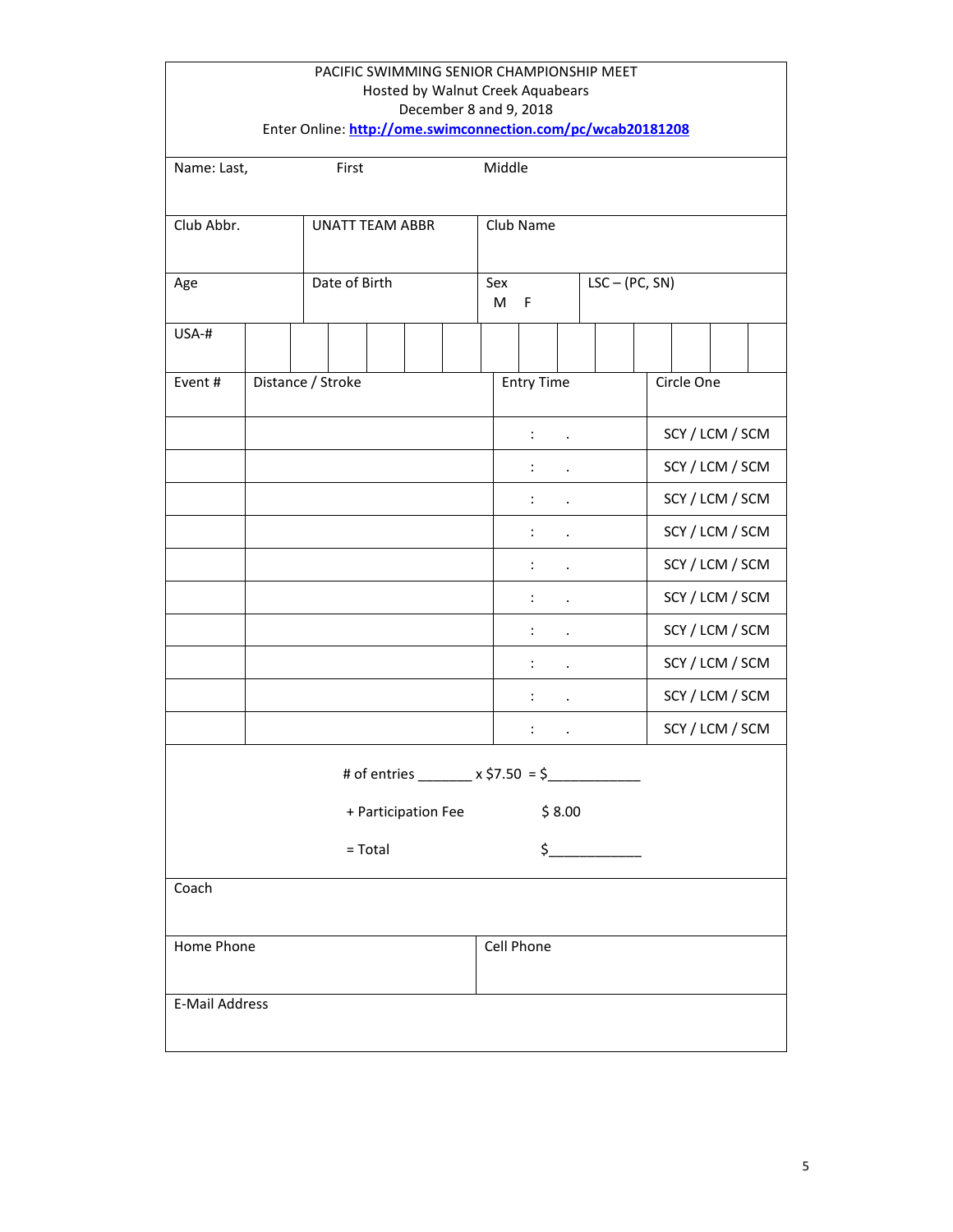PACIFIC SWIMMING SENIOR CHAMPIONSHIP MEET
Hosted by Walnut Creek Aquabears
December 8 and 9, 2018
Enter Online: **http://ome.swimconnection.com/pc/wcab20181208**

| | | | |
|---|---|---|---|
| Name: Last, | First | Middle | |
| Club Abbr. | UNATT TEAM ABBR | Club Name | |
| Age | Date of Birth | Sex<br>M F | LSC – (PC, SN) |
| USA-# | | | |

| Event # | Distance / Stroke | Entry Time | Circle One |
|---|---|---|---|
| | | : . | SCY / LCM / SCM |
| | | : . | SCY / LCM / SCM |
| | | : . | SCY / LCM / SCM |
| | | : . | SCY / LCM / SCM |
| | | : . | SCY / LCM / SCM |
| | | : . | SCY / LCM / SCM |
| | | : . | SCY / LCM / SCM |
| | | : . | SCY / LCM / SCM |
| | | : . | SCY / LCM / SCM |
| | | : . | SCY / LCM / SCM |

# of entries _______ x $7.50 = $____________

+ Participation Fee $ 8.00

= Total $____________

| | |
|---|---|
| Coach | |
| Home Phone | Cell Phone |
| E-Mail Address | |